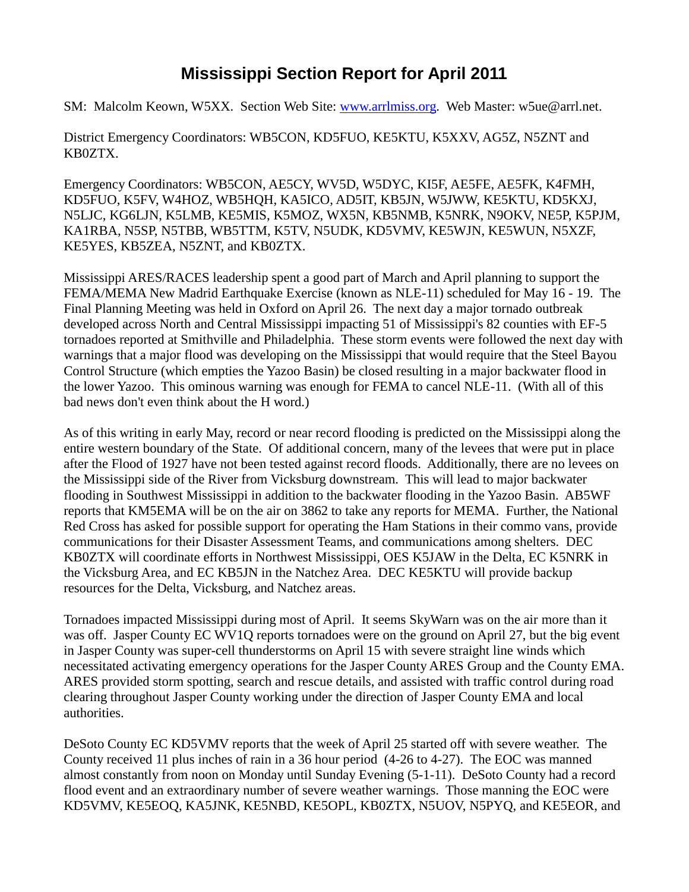# Mississippi Section Report for April 2011

SM: Malcolm Keown, W5XX. Section Web Site: www.arrlmiss.org. Web Master: w5ue@arrl.net.

District Emergency Coordinators: WB5CON, KD5FUO, KE5KTU, K5XXV, AG5Z, N5ZNT and KB0ZTX.

Emergency Coordinators: WB5CON, AE5CY, WV5D, W5DYC, KI5F, AE5FE, AE5FK, K4FMH, KD5FUO, K5FV, W4HOZ, WB5HQH, KA5ICO, AD5IT, KB5JN, W5JWW, KE5KTU, KD5KXJ, N5LJC, KG6LJN, K5LMB, KE5MIS, K5MOZ, WX5N, KB5NMB, K5NRK, N9OKV, NE5P, K5PJM, KA1RBA, N5SP, N5TBB, WB5TTM, K5TV, N5UDK, KD5VMV, KE5WJN, KE5WUN, N5XZF, KE5YES, KB5ZEA, N5ZNT, and KB0ZTX.

Mississippi ARES/RACES leadership spent a good part of March and April planning to support the FEMA/MEMA New Madrid Earthquake Exercise (known as NLE-11) scheduled for May 16 - 19. The Final Planning Meeting was held in Oxford on April 26. The next day a major tornado outbreak developed across North and Central Mississippi impacting 51 of Mississippi's 82 counties with EF-5 tornadoes reported at Smithville and Philadelphia. These storm events were followed the next day with warnings that a major flood was developing on the Mississippi that would require that the Steel Bayou Control Structure (which empties the Yazoo Basin) be closed resulting in a major backwater flood in the lower Yazoo. This ominous warning was enough for FEMA to cancel NLE-11. (With all of this bad news don't even think about the H word.)

As of this writing in early May, record or near record flooding is predicted on the Mississippi along the entire western boundary of the State. Of additional concern, many of the levees that were put in place after the Flood of 1927 have not been tested against record floods. Additionally, there are no levees on the Mississippi side of the River from Vicksburg downstream. This will lead to major backwater flooding in Southwest Mississippi in addition to the backwater flooding in the Yazoo Basin. AB5WF reports that KM5EMA will be on the air on 3862 to take any reports for MEMA. Further, the National Red Cross has asked for possible support for operating the Ham Stations in their commo vans, provide communications for their Disaster Assessment Teams, and communications among shelters. DEC KB0ZTX will coordinate efforts in Northwest Mississippi, OES K5JAW in the Delta, EC K5NRK in the Vicksburg Area, and EC KB5JN in the Natchez Area. DEC KE5KTU will provide backup resources for the Delta, Vicksburg, and Natchez areas.

Tornadoes impacted Mississippi during most of April. It seems SkyWarn was on the air more than it was off. Jasper County EC WV1Q reports tornadoes were on the ground on April 27, but the big event in Jasper County was super-cell thunderstorms on April 15 with severe straight line winds which necessitated activating emergency operations for the Jasper County ARES Group and the County EMA. ARES provided storm spotting, search and rescue details, and assisted with traffic control during road clearing throughout Jasper County working under the direction of Jasper County EMA and local authorities.

DeSoto County EC KD5VMV reports that the week of April 25 started off with severe weather. The County received 11 plus inches of rain in a 36 hour period (4-26 to 4-27). The EOC was manned almost constantly from noon on Monday until Sunday Evening (5-1-11). DeSoto County had a record flood event and an extraordinary number of severe weather warnings. Those manning the EOC were KD5VMV, KE5EOQ, KA5JNK, KE5NBD, KE5OPL, KB0ZTX, N5UOV, N5PYQ, and KE5EOR, and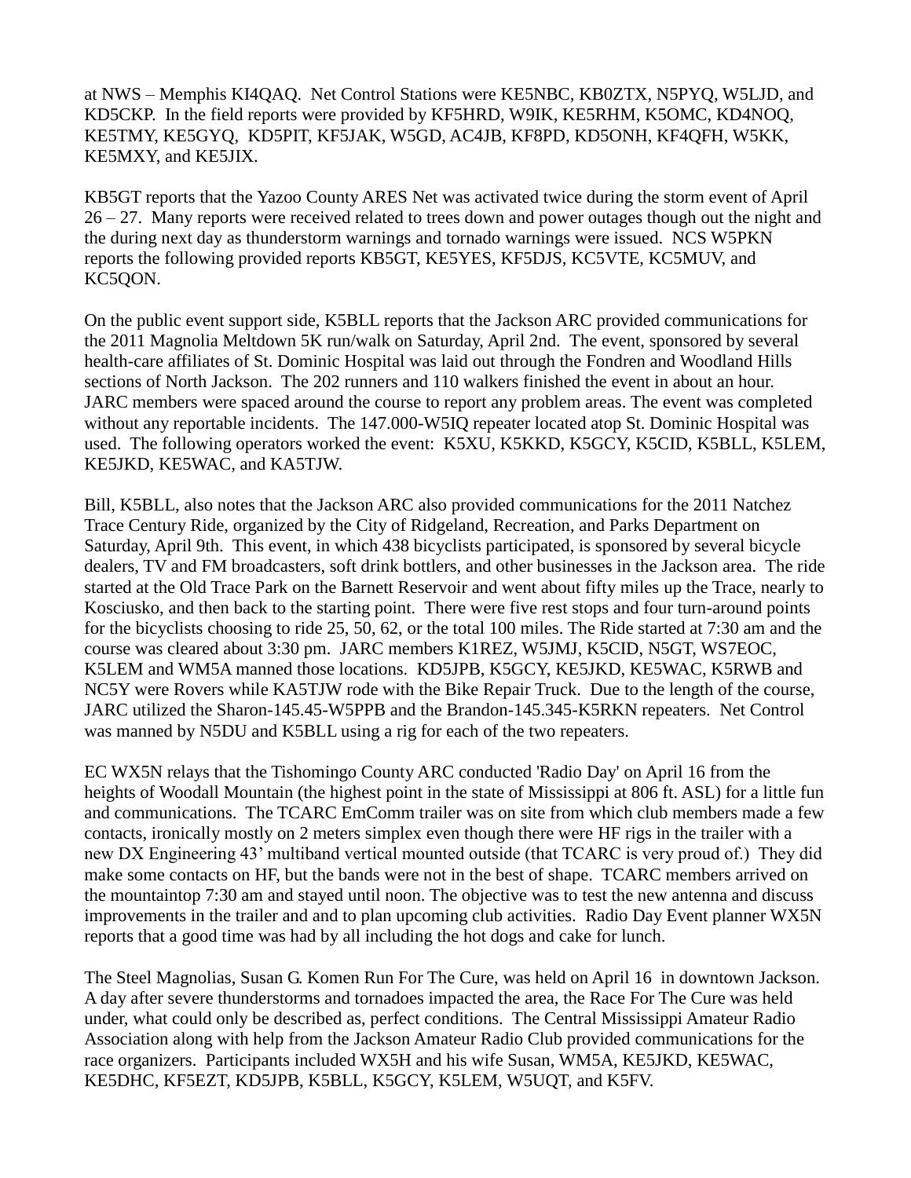at NWS – Memphis KI4QAQ. Net Control Stations were KE5NBC, KB0ZTX, N5PYQ, W5LJD, and KD5CKP. In the field reports were provided by KF5HRD, W9IK, KE5RHM, K5OMC, KD4NOQ, KE5TMY, KE5GYQ, KD5PIT, KF5JAK, W5GD, AC4JB, KF8PD, KD5ONH, KF4QFH, W5KK, KE5MXY, and KE5JIX.

KB5GT reports that the Yazoo County ARES Net was activated twice during the storm event of April 26 – 27. Many reports were received related to trees down and power outages though out the night and the during next day as thunderstorm warnings and tornado warnings were issued. NCS W5PKN reports the following provided reports KB5GT, KE5YES, KF5DJS, KC5VTE, KC5MUV, and KC5QON.

On the public event support side, K5BLL reports that the Jackson ARC provided communications for the 2011 Magnolia Meltdown 5K run/walk on Saturday, April 2nd. The event, sponsored by several health-care affiliates of St. Dominic Hospital was laid out through the Fondren and Woodland Hills sections of North Jackson. The 202 runners and 110 walkers finished the event in about an hour. JARC members were spaced around the course to report any problem areas. The event was completed without any reportable incidents. The 147.000-W5IQ repeater located atop St. Dominic Hospital was used. The following operators worked the event: K5XU, K5KKD, K5GCY, K5CID, K5BLL, K5LEM, KE5JKD, KE5WAC, and KA5TJW.

Bill, K5BLL, also notes that the Jackson ARC also provided communications for the 2011 Natchez Trace Century Ride, organized by the City of Ridgeland, Recreation, and Parks Department on Saturday, April 9th. This event, in which 438 bicyclists participated, is sponsored by several bicycle dealers, TV and FM broadcasters, soft drink bottlers, and other businesses in the Jackson area. The ride started at the Old Trace Park on the Barnett Reservoir and went about fifty miles up the Trace, nearly to Kosciusko, and then back to the starting point. There were five rest stops and four turn-around points for the bicyclists choosing to ride 25, 50, 62, or the total 100 miles. The Ride started at 7:30 am and the course was cleared about 3:30 pm. JARC members K1REZ, W5JMJ, K5CID, N5GT, WS7EOC, K5LEM and WM5A manned those locations. KD5JPB, K5GCY, KE5JKD, KE5WAC, K5RWB and NC5Y were Rovers while KA5TJW rode with the Bike Repair Truck. Due to the length of the course, JARC utilized the Sharon-145.45-W5PPB and the Brandon-145.345-K5RKN repeaters. Net Control was manned by N5DU and K5BLL using a rig for each of the two repeaters.

EC WX5N relays that the Tishomingo County ARC conducted 'Radio Day' on April 16 from the heights of Woodall Mountain (the highest point in the state of Mississippi at 806 ft. ASL) for a little fun and communications. The TCARC EmComm trailer was on site from which club members made a few contacts, ironically mostly on 2 meters simplex even though there were HF rigs in the trailer with a new DX Engineering 43' multiband vertical mounted outside (that TCARC is very proud of.) They did make some contacts on HF, but the bands were not in the best of shape. TCARC members arrived on the mountaintop 7:30 am and stayed until noon. The objective was to test the new antenna and discuss improvements in the trailer and and to plan upcoming club activities. Radio Day Event planner WX5N reports that a good time was had by all including the hot dogs and cake for lunch.

The Steel Magnolias, Susan G. Komen Run For The Cure, was held on April 16 in downtown Jackson. A day after severe thunderstorms and tornadoes impacted the area, the Race For The Cure was held under, what could only be described as, perfect conditions. The Central Mississippi Amateur Radio Association along with help from the Jackson Amateur Radio Club provided communications for the race organizers. Participants included WX5H and his wife Susan, WM5A, KE5JKD, KE5WAC, KE5DHC, KF5EZT, KD5JPB, K5BLL, K5GCY, K5LEM, W5UQT, and K5FV.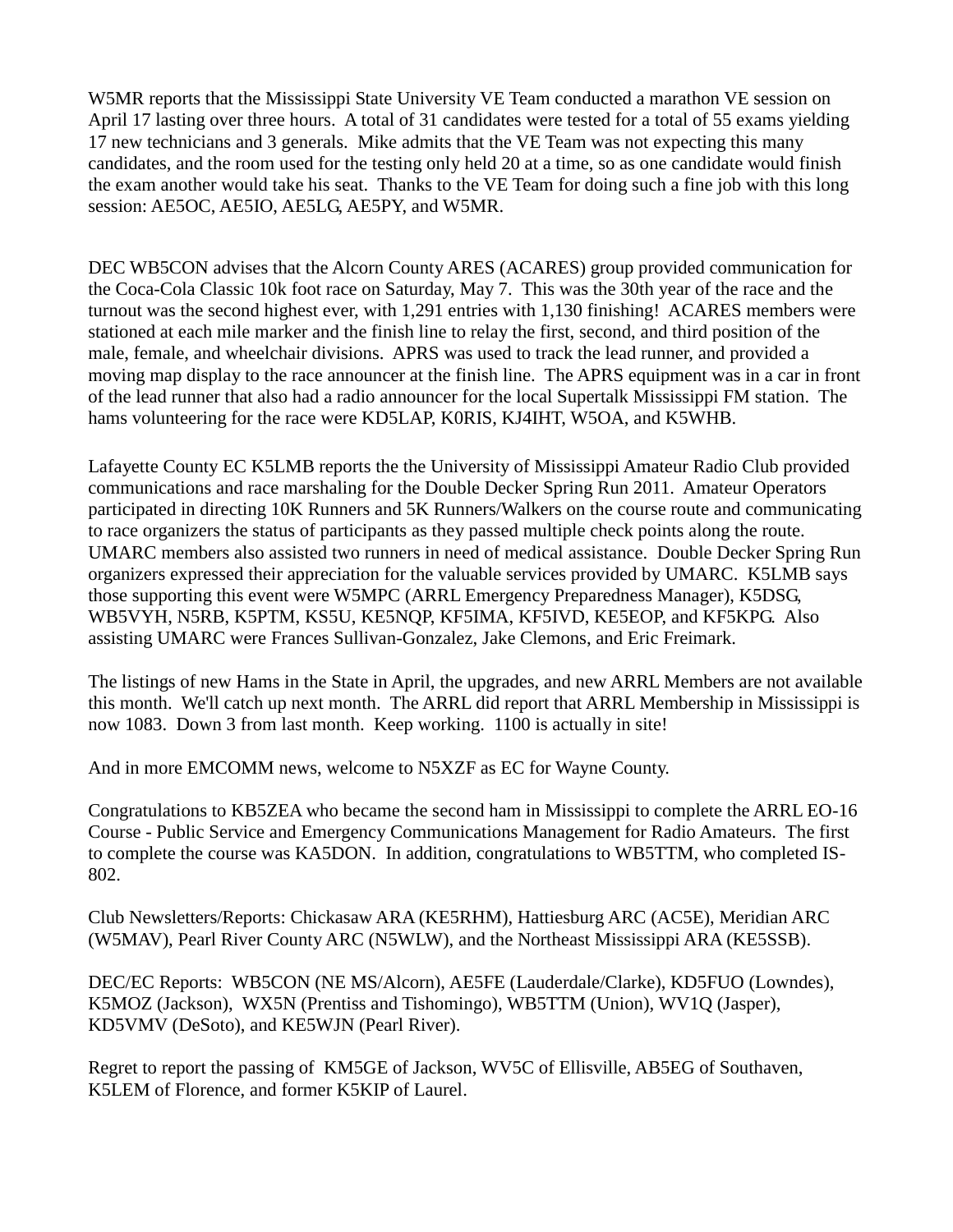W5MR reports that the Mississippi State University VE Team conducted a marathon VE session on April 17 lasting over three hours. A total of 31 candidates were tested for a total of 55 exams yielding 17 new technicians and 3 generals. Mike admits that the VE Team was not expecting this many candidates, and the room used for the testing only held 20 at a time, so as one candidate would finish the exam another would take his seat. Thanks to the VE Team for doing such a fine job with this long session: AE5OC, AE5IO, AE5LG, AE5PY, and W5MR.

DEC WB5CON advises that the Alcorn County ARES (ACARES) group provided communication for the Coca-Cola Classic 10k foot race on Saturday, May 7. This was the 30th year of the race and the turnout was the second highest ever, with 1,291 entries with 1,130 finishing! ACARES members were stationed at each mile marker and the finish line to relay the first, second, and third position of the male, female, and wheelchair divisions. APRS was used to track the lead runner, and provided a moving map display to the race announcer at the finish line. The APRS equipment was in a car in front of the lead runner that also had a radio announcer for the local Supertalk Mississippi FM station. The hams volunteering for the race were KD5LAP, K0RIS, KJ4IHT, W5OA, and K5WHB.

Lafayette County EC K5LMB reports the the University of Mississippi Amateur Radio Club provided communications and race marshaling for the Double Decker Spring Run 2011. Amateur Operators participated in directing 10K Runners and 5K Runners/Walkers on the course route and communicating to race organizers the status of participants as they passed multiple check points along the route. UMARC members also assisted two runners in need of medical assistance. Double Decker Spring Run organizers expressed their appreciation for the valuable services provided by UMARC. K5LMB says those supporting this event were W5MPC (ARRL Emergency Preparedness Manager), K5DSG, WB5VYH, N5RB, K5PTM, KS5U, KE5NQP, KF5IMA, KF5IVD, KE5EOP, and KF5KPG. Also assisting UMARC were Frances Sullivan-Gonzalez, Jake Clemons, and Eric Freimark.

The listings of new Hams in the State in April, the upgrades, and new ARRL Members are not available this month. We'll catch up next month. The ARRL did report that ARRL Membership in Mississippi is now 1083. Down 3 from last month. Keep working. 1100 is actually in site!

And in more EMCOMM news, welcome to N5XZF as EC for Wayne County.

Congratulations to KB5ZEA who became the second ham in Mississippi to complete the ARRL EO-16 Course - Public Service and Emergency Communications Management for Radio Amateurs. The first to complete the course was KA5DON. In addition, congratulations to WB5TTM, who completed IS-802.

Club Newsletters/Reports: Chickasaw ARA (KE5RHM), Hattiesburg ARC (AC5E), Meridian ARC (W5MAV), Pearl River County ARC (N5WLW), and the Northeast Mississippi ARA (KE5SSB).

DEC/EC Reports: WB5CON (NE MS/Alcorn), AE5FE (Lauderdale/Clarke), KD5FUO (Lowndes), K5MOZ (Jackson), WX5N (Prentiss and Tishomingo), WB5TTM (Union), WV1Q (Jasper), KD5VMV (DeSoto), and KE5WJN (Pearl River).

Regret to report the passing of KM5GE of Jackson, WV5C of Ellisville, AB5EG of Southaven, K5LEM of Florence, and former K5KIP of Laurel.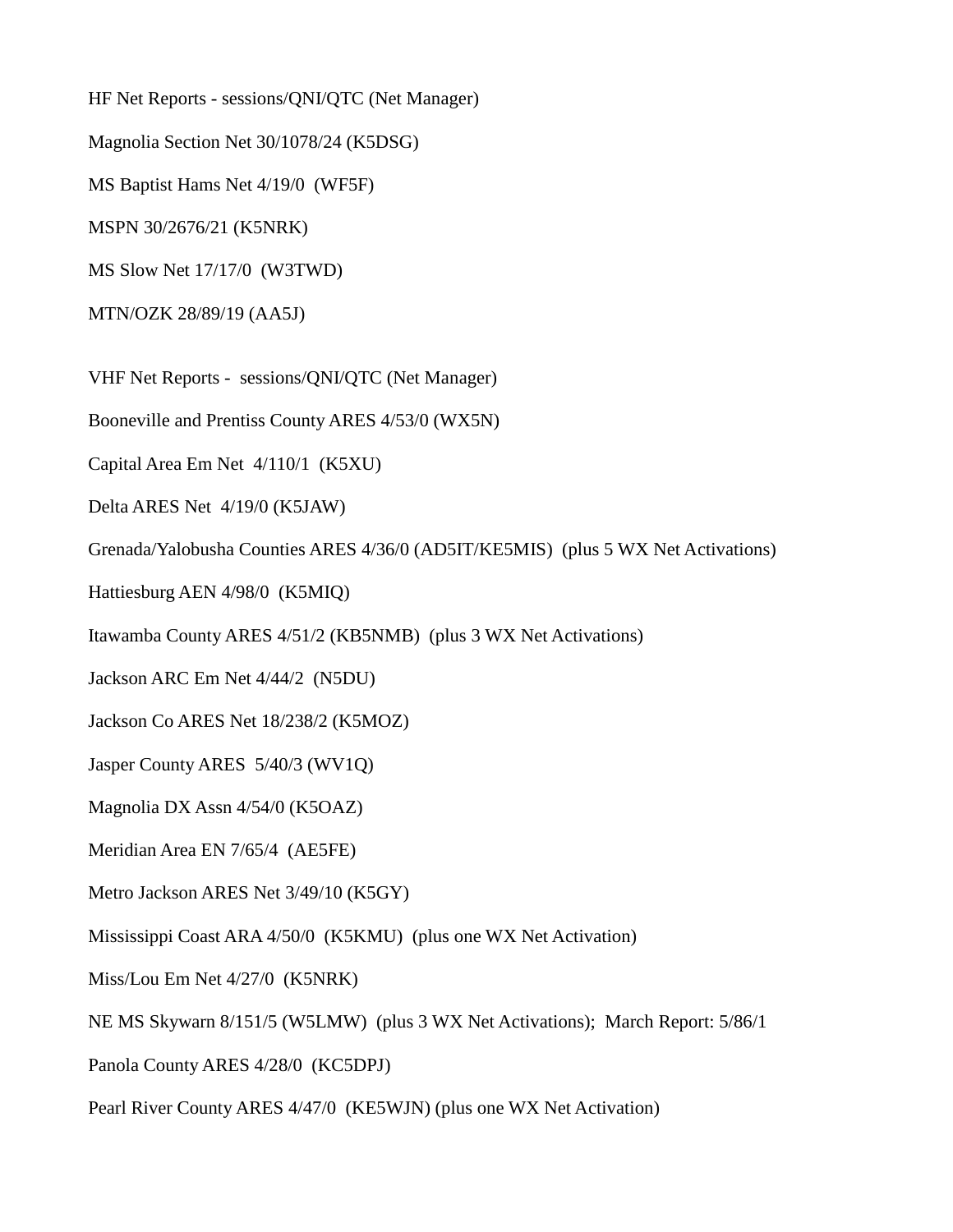HF Net Reports - sessions/QNI/QTC (Net Manager)

Magnolia Section Net 30/1078/24 (K5DSG)

MS Baptist Hams Net 4/19/0 (WF5F)

MSPN 30/2676/21 (K5NRK)

MS Slow Net 17/17/0 (W3TWD)

MTN/OZK 28/89/19 (AA5J)

VHF Net Reports - sessions/QNI/QTC (Net Manager)

Booneville and Prentiss County ARES 4/53/0 (WX5N)

Capital Area Em Net 4/110/1 (K5XU)

Delta ARES Net 4/19/0 (K5JAW)

Grenada/Yalobusha Counties ARES 4/36/0 (AD5IT/KE5MIS) (plus 5 WX Net Activations)

Hattiesburg AEN 4/98/0 (K5MIQ)

Itawamba County ARES 4/51/2 (KB5NMB) (plus 3 WX Net Activations)

Jackson ARC Em Net 4/44/2 (N5DU)

Jackson Co ARES Net 18/238/2 (K5MOZ)

Jasper County ARES 5/40/3 (WV1Q)

Magnolia DX Assn 4/54/0 (K5OAZ)

Meridian Area EN 7/65/4 (AE5FE)

Metro Jackson ARES Net 3/49/10 (K5GY)

Mississippi Coast ARA 4/50/0 (K5KMU) (plus one WX Net Activation)

Miss/Lou Em Net 4/27/0 (K5NRK)

NE MS Skywarn 8/151/5 (W5LMW) (plus 3 WX Net Activations); March Report: 5/86/1

Panola County ARES 4/28/0 (KC5DPJ)

Pearl River County ARES 4/47/0 (KE5WJN) (plus one WX Net Activation)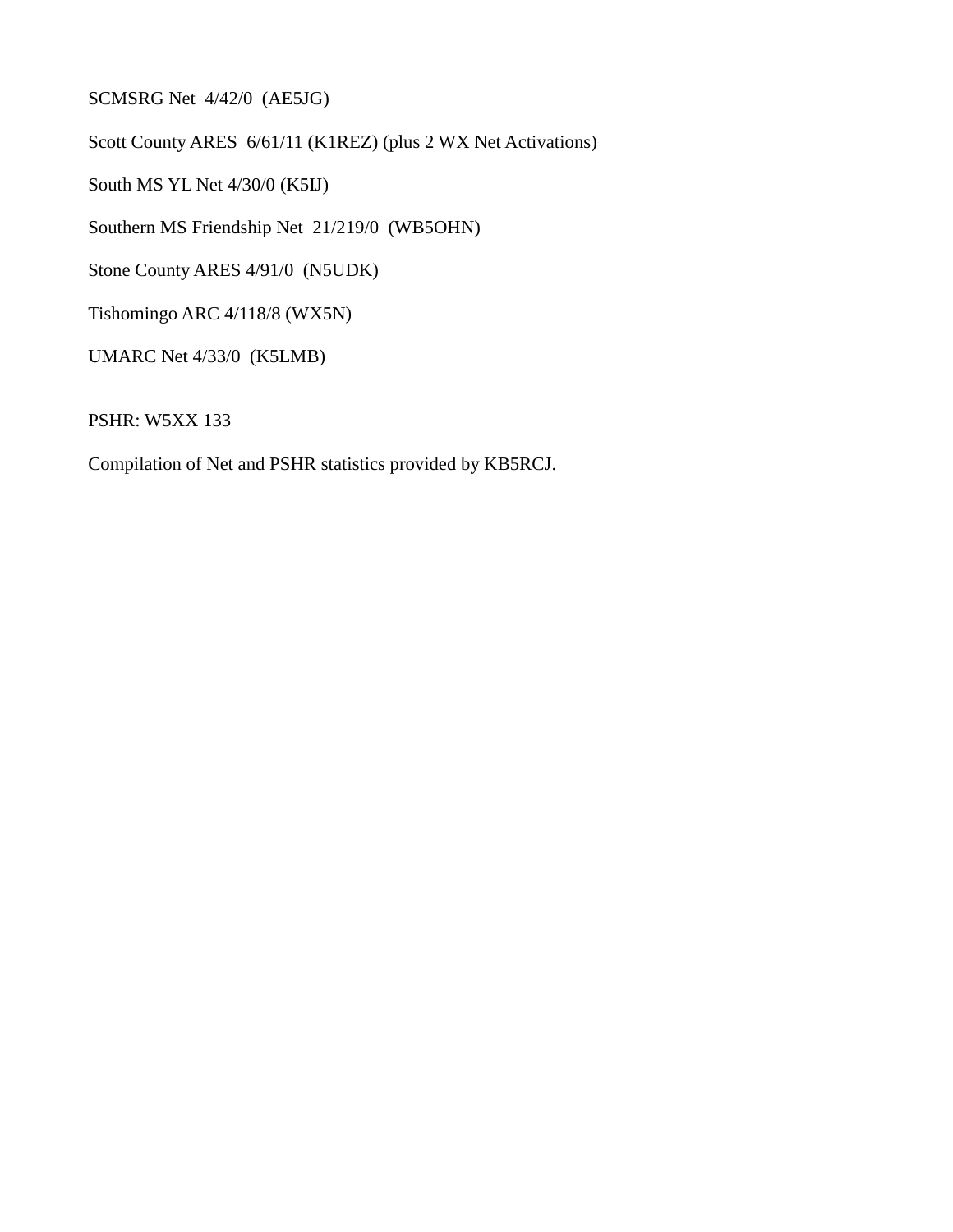SCMSRG Net 4/42/0 (AE5JG)

Scott County ARES 6/61/11 (K1REZ) (plus 2 WX Net Activations)

South MS YL Net 4/30/0 (K5IJ)

Southern MS Friendship Net 21/219/0 (WB5OHN)

Stone County ARES 4/91/0 (N5UDK)

Tishomingo ARC 4/118/8 (WX5N)

UMARC Net 4/33/0 (K5LMB)

PSHR: W5XX 133

Compilation of Net and PSHR statistics provided by KB5RCJ.